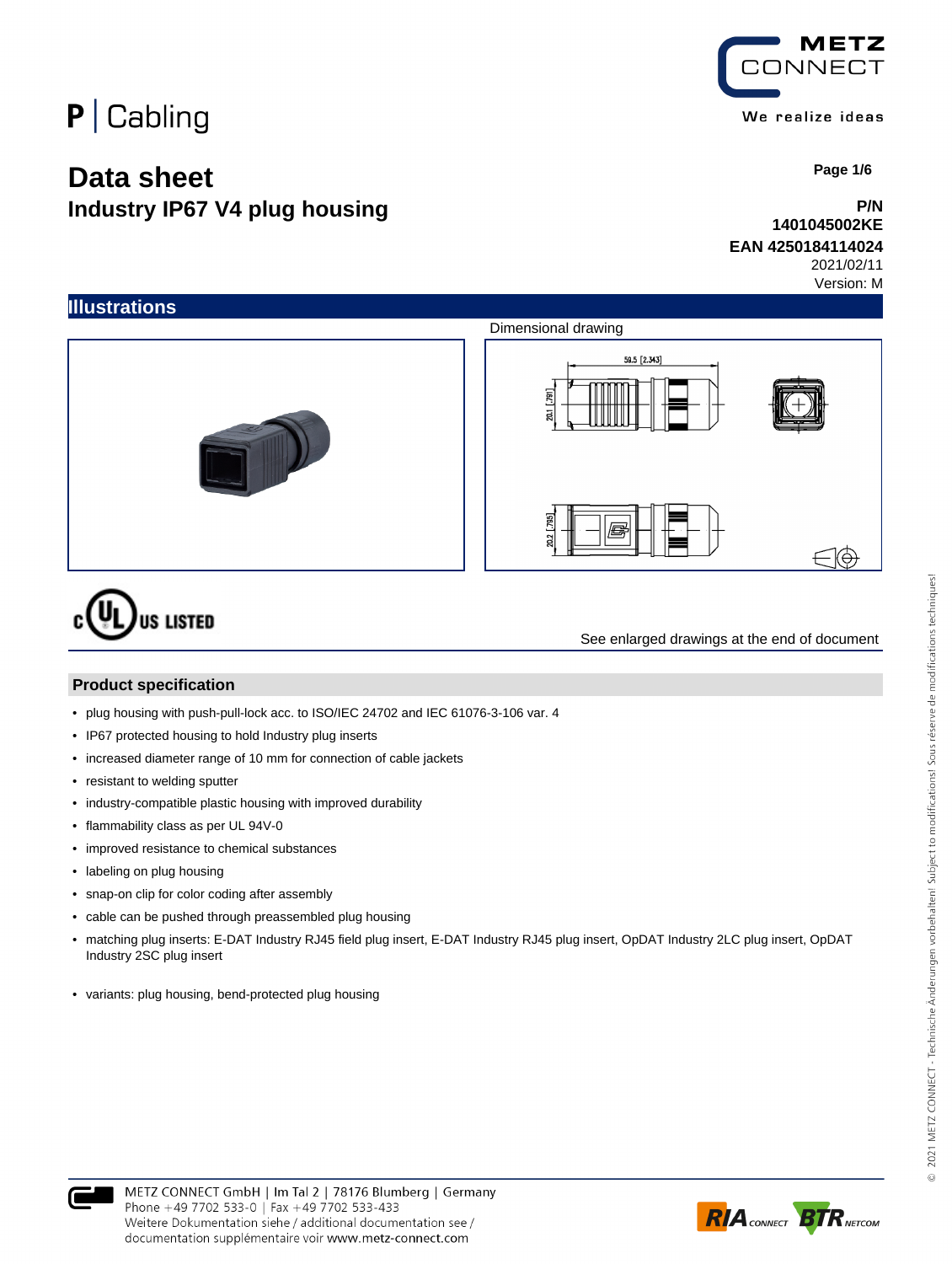P | Cabling

METZ CONNECT

We realize ideas

# Data sheet

## Industry IP67 V4 plug housing

**P/N**
**1401045002KE**
**EAN 4250184114024**
2021/02/11
Version: M

## Illustrations

Dimensional drawing

c UL US LISTED

See enlarged drawings at the end of document

## Product specification

- plug housing with push-pull-lock acc. to ISO/IEC 24702 and IEC 61076-3-106 var. 4
- IP67 protected housing to hold Industry plug inserts
- increased diameter range of 10 mm for connection of cable jackets
- resistant to welding sputter
- industry-compatible plastic housing with improved durability
- flammability class as per UL 94V-0
- improved resistance to chemical substances
- labeling on plug housing
- snap-on clip for color coding after assembly
- cable can be pushed through preassembled plug housing
- matching plug inserts: E-DAT Industry RJ45 field plug insert, E-DAT Industry RJ45 plug insert, OpDAT Industry 2LC plug insert, OpDAT Industry 2SC plug insert
- variants: plug housing, bend-protected plug housing

METZ CONNECT GmbH | Im Tal 2 | 78176 Blumberg | Germany
Phone +49 7702 533-0 | Fax +49 7702 533-433
Weitere Dokumentation siehe / additional documentation see / documentation supplémentaire voir www.metz-connect.com

© 2021 METZ CONNECT - Technische Änderungen vorbehalten! Subject to modifications! Sous réserve de modifications techniques!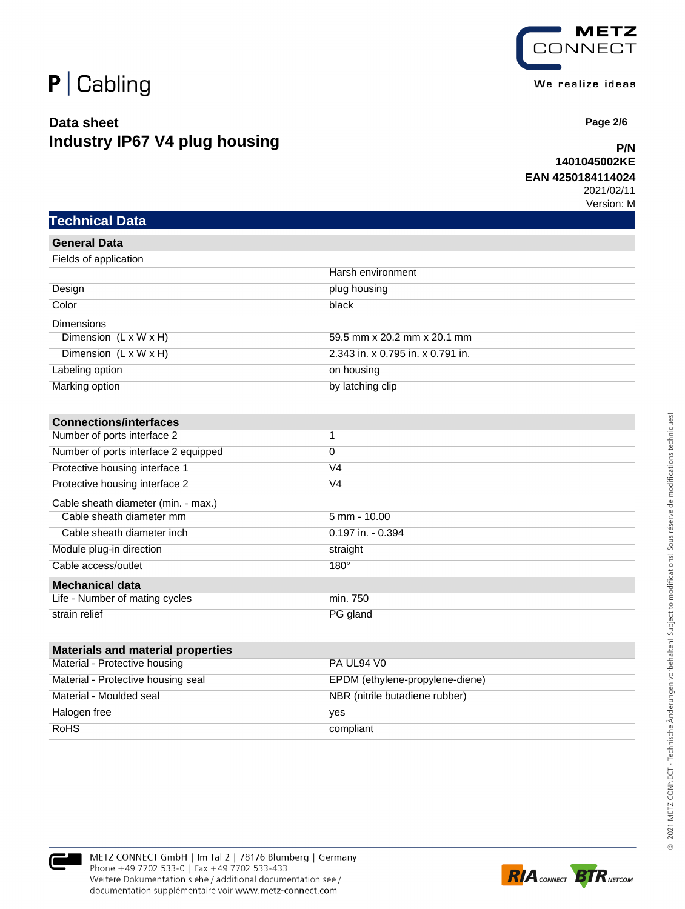## Data sheet
## Industry IP67 V4 plug housing

**P/N 1401045002KE**
**EAN 4250184114024**
2021/02/11
Version: M

# Technical Data

| General Data | |
|---|---|
| Fields of application | |
| | Harsh environment |
| Design | plug housing |
| Color | black |
| Dimensions | |
| Dimension (L x W x H) | 59.5 mm x 20.2 mm x 20.1 mm |
| Dimension (L x W x H) | 2.343 in. x 0.795 in. x 0.791 in. |
| Labeling option | on housing |
| Marking option | by latching clip |

| Connections/interfaces | |
|---|---|
| Number of ports interface 2 | 1 |
| Number of ports interface 2 equipped | 0 |
| Protective housing interface 1 | V4 |
| Protective housing interface 2 | V4 |
| Cable sheath diameter (min. - max.) | |
| Cable sheath diameter mm | 5 mm - 10.00 |
| Cable sheath diameter inch | 0.197 in. - 0.394 |
| Module plug-in direction | straight |
| Cable access/outlet | 180° |

| Mechanical data | |
|---|---|
| Life - Number of mating cycles | min. 750 |
| strain relief | PG gland |

| Materials and material properties | |
|---|---|
| Material - Protective housing | PA UL94 V0 |
| Material - Protective housing seal | EPDM (ethylene-propylene-diene) |
| Material - Moulded seal | NBR (nitrile butadiene rubber) |
| Halogen free | yes |
| RoHS | compliant |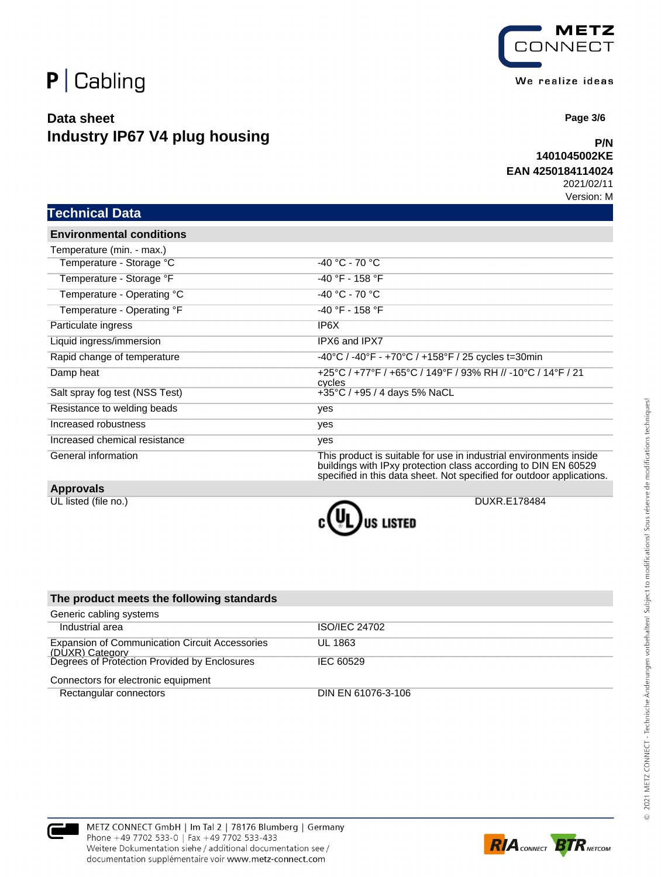# P | Cabling

## Data sheet
## Industry IP67 V4 plug housing

**P/N**
**1401045002KE**
**EAN 4250184114024**
2021/02/11
Version: M

## Technical Data

### Environmental conditions

| | |
|---|---|
| Temperature (min. - max.) | |
| Temperature - Storage °C | -40 °C - 70 °C |
| Temperature - Storage °F | -40 °F - 158 °F |
| Temperature - Operating °C | -40 °C - 70 °C |
| Temperature - Operating °F | -40 °F - 158 °F |
| Particulate ingress | IP6X |
| Liquid ingress/immersion | IPX6 and IPX7 |
| Rapid change of temperature | -40°C / -40°F - +70°C / +158°F / 25 cycles t=30min |
| Damp heat | +25°C / +77°F / +65°C / 149°F / 93% RH // -10°C / 14°F / 21 cycles |
| Salt spray fog test (NSS Test) | +35°C / +95 / 4 days 5% NaCL |
| Resistance to welding beads | yes |
| Increased robustness | yes |
| Increased chemical resistance | yes |
| General information | This product is suitable for use in industrial environments inside buildings with IPxy protection class according to DIN EN 60529 specified in this data sheet. Not specified for outdoor applications. |

### Approvals

| | | |
|---|---|---|
| UL listed (file no.) | c UL US LISTED | DUXR.E178484 |

### The product meets the following standards

| | |
|---|---|
| Generic cabling systems | |
| Industrial area | ISO/IEC 24702 |
| Expansion of Communication Circuit Accessories (DUXR) Category | UL 1863 |
| Degrees of Protection Provided by Enclosures | IEC 60529 |
| Connectors for electronic equipment | |
| Rectangular connectors | DIN EN 61076-3-106 |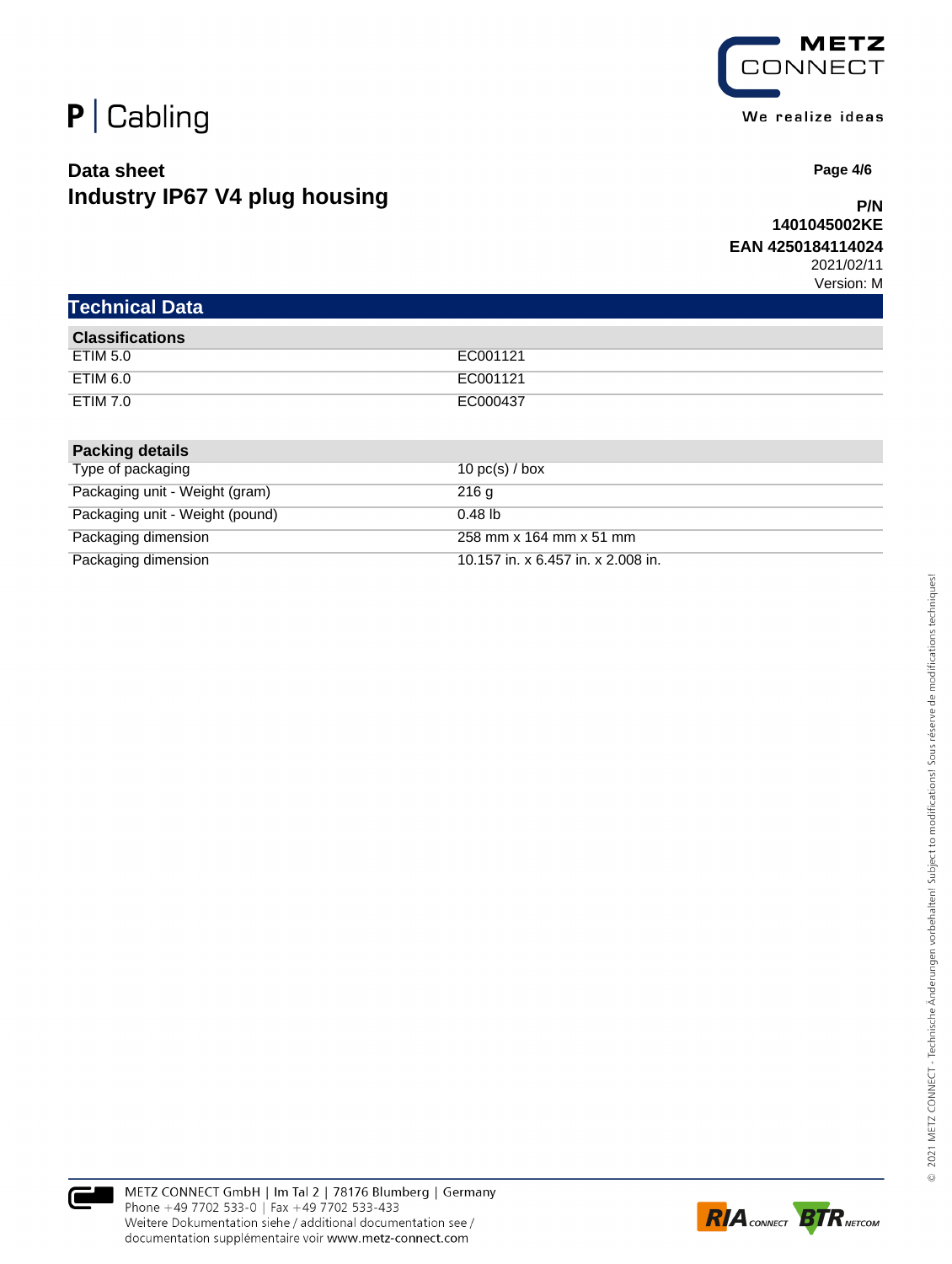# Data sheet
## Industry IP67 V4 plug housing

**P/N**
**1401045002KE**
**EAN 4250184114024**
2021/02/11
Version: M

## Technical Data

| Classifications | |
|---|---|
| ETIM 5.0 | EC001121 |
| ETIM 6.0 | EC001121 |
| ETIM 7.0 | EC000437 |

| Packing details | |
|---|---|
| Type of packaging | 10 pc(s) / box |
| Packaging unit - Weight (gram) | 216 g |
| Packaging unit - Weight (pound) | 0.48 lb |
| Packaging dimension | 258 mm x 164 mm x 51 mm |
| Packaging dimension | 10.157 in. x 6.457 in. x 2.008 in. |

METZ CONNECT GmbH | Im Tal 2 | 78176 Blumberg | Germany
Phone +49 7702 533-0 | Fax +49 7702 533-433
Weitere Dokumentation siehe / additional documentation see /
documentation supplémentaire voir www.metz-connect.com

© 2021 METZ CONNECT - Technische Änderungen vorbehalten! Subject to modifications! Sous réserve de modifications techniques!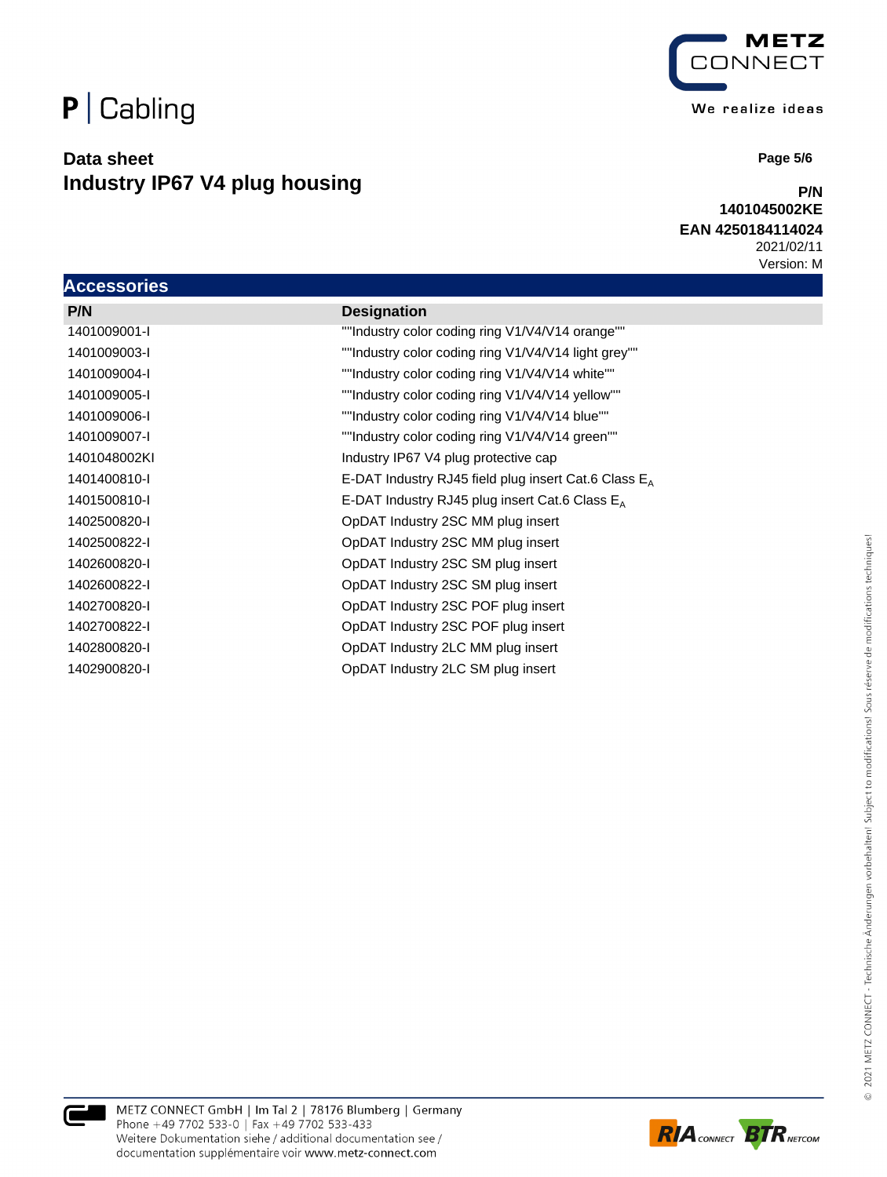P | Cabling

## Data sheet
# Industry IP67 V4 plug housing

**P/N 1401045002KE**
**EAN 4250184114024**
2021/02/11
Version: M

## Accessories

| P/N | Designation |
|---|---|
| 1401009001-I | ""Industry color coding ring V1/V4/V14 orange"" |
| 1401009003-I | ""Industry color coding ring V1/V4/V14 light grey"" |
| 1401009004-I | ""Industry color coding ring V1/V4/V14 white"" |
| 1401009005-I | ""Industry color coding ring V1/V4/V14 yellow"" |
| 1401009006-I | ""Industry color coding ring V1/V4/V14 blue"" |
| 1401009007-I | ""Industry color coding ring V1/V4/V14 green"" |
| 1401048002KI | Industry IP67 V4 plug protective cap |
| 1401400810-I | E-DAT Industry RJ45 field plug insert Cat.6 Class $E_A$ |
| 1401500810-I | E-DAT Industry RJ45 plug insert Cat.6 Class $E_A$ |
| 1402500820-I | OpDAT Industry 2SC MM plug insert |
| 1402500822-I | OpDAT Industry 2SC MM plug insert |
| 1402600820-I | OpDAT Industry 2SC SM plug insert |
| 1402600822-I | OpDAT Industry 2SC SM plug insert |
| 1402700820-I | OpDAT Industry 2SC POF plug insert |
| 1402700822-I | OpDAT Industry 2SC POF plug insert |
| 1402800820-I | OpDAT Industry 2LC MM plug insert |
| 1402900820-I | OpDAT Industry 2LC SM plug insert |

METZ CONNECT GmbH | Im Tal 2 | 78176 Blumberg | Germany
Phone +49 7702 533-0 | Fax +49 7702 533-433
Weitere Dokumentation siehe / additional documentation see /
documentation supplémentaire voir www.metz-connect.com

© 2021 METZ CONNECT - Technische Änderungen vorbehalten! Subject to modifications! Sous réserve de modifications techniques!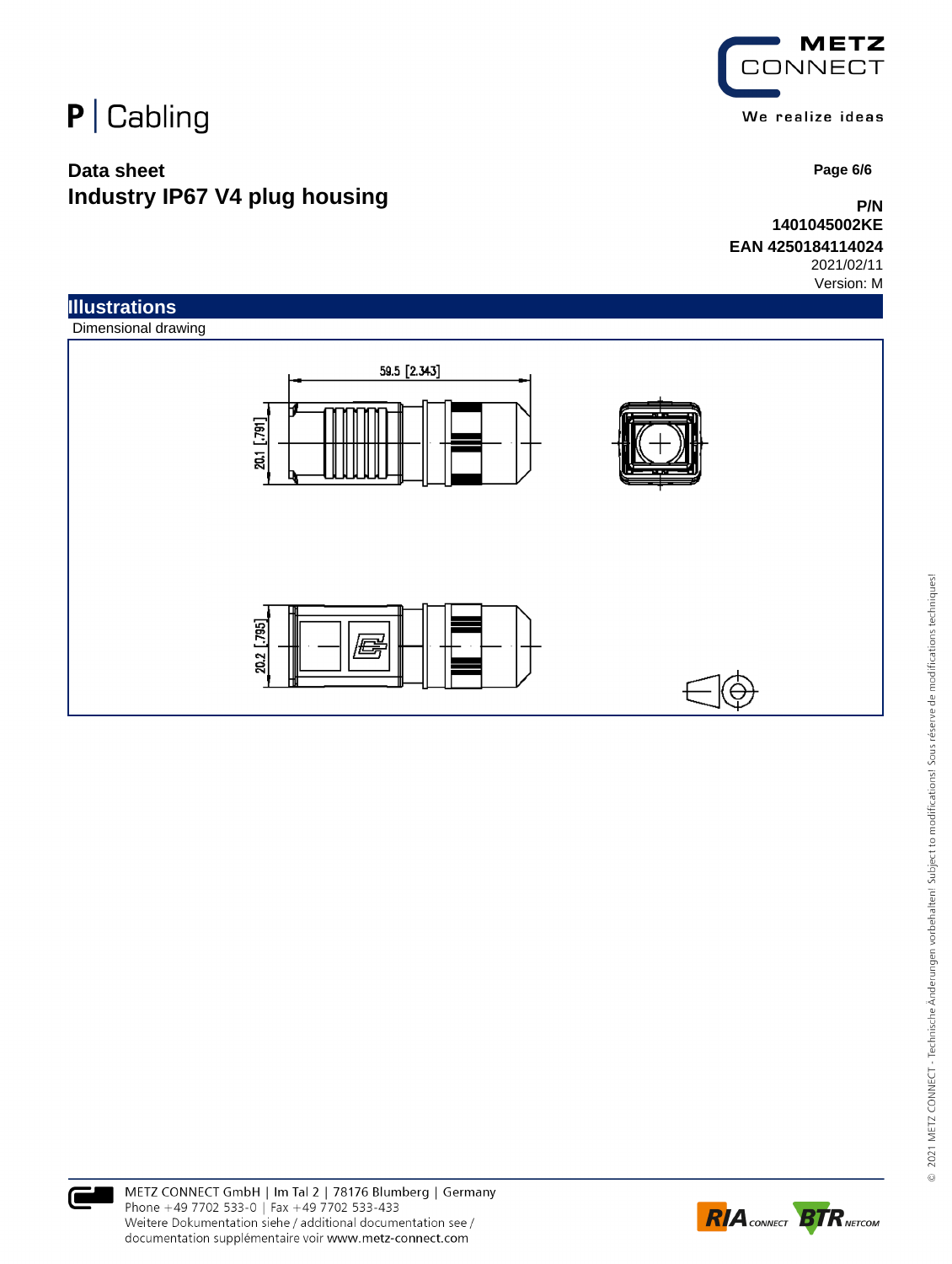# P | Cabling

**Data sheet**
## Industry IP67 V4 plug housing

**P/N**
**1401045002KE**
**EAN 4250184114024**
2021/02/11
Version: M

## Illustrations

Dimensional drawing

59.5 [2.343]

20.1 [.791]

20.2 [.795]

METZ CONNECT GmbH | Im Tal 2 | 78176 Blumberg | Germany
Phone +49 7702 533-0 | Fax +49 7702 533-433
Weitere Dokumentation siehe / additional documentation see /
documentation supplémentaire voir www.metz-connect.com

© 2021 METZ CONNECT - Technische Änderungen vorbehalten! Subject to modifications! Sous réserve de modifications techniques!